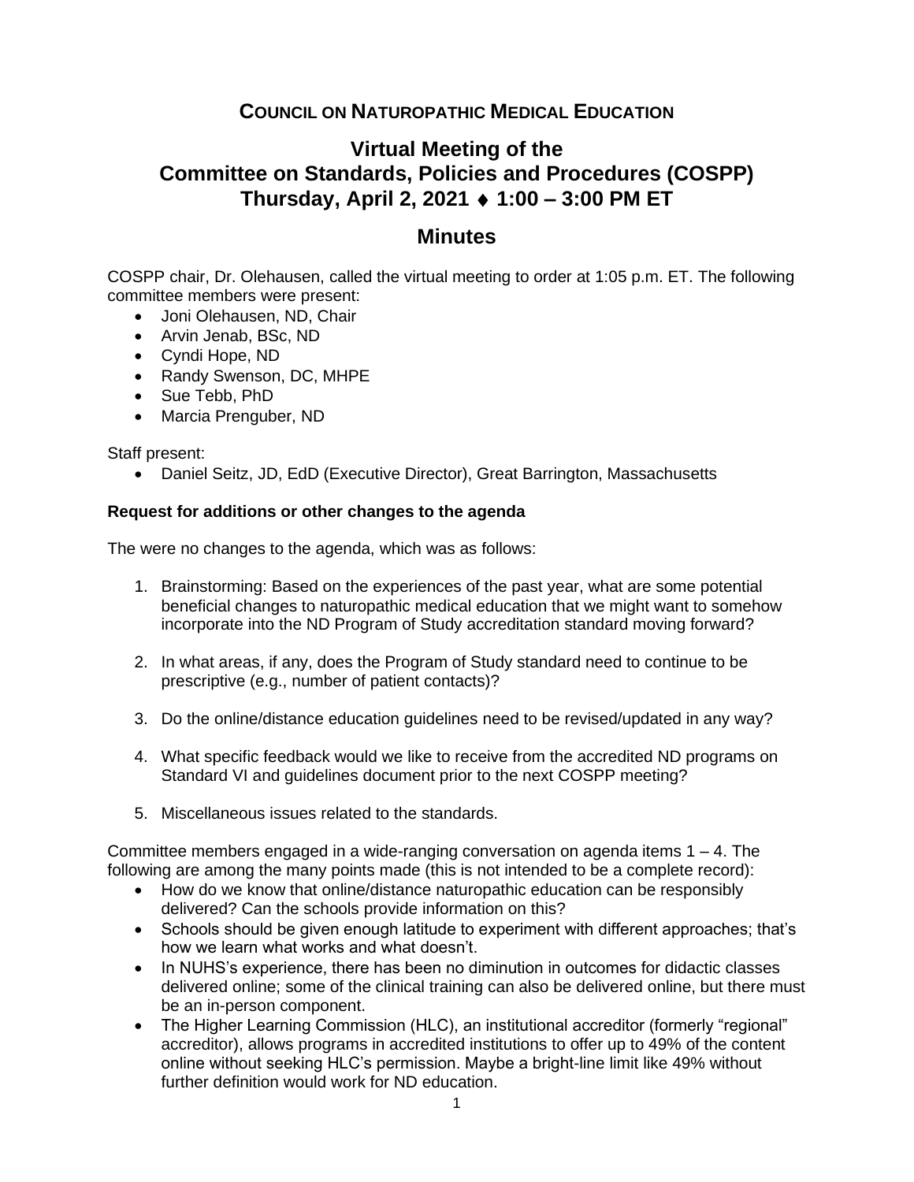# Council on Naturopathic Medical Education

## Virtual Meeting of the Committee on Standards, Policies and Procedures (COSPP)

### Thursday, April 2, 2021 ♦ 1:00 – 3:00 PM ET

## Minutes

COSPP chair, Dr. Olehausen, called the virtual meeting to order at 1:05 p.m. ET. The following committee members were present:

- Joni Olehausen, ND, Chair
- Arvin Jenab, BSc, ND
- Cyndi Hope, ND
- Randy Swenson, DC, MHPE
- Sue Tebb, PhD
- Marcia Prenguber, ND

Staff present:

- Daniel Seitz, JD, EdD (Executive Director), Great Barrington, Massachusetts

**Request for additions or other changes to the agenda**

The were no changes to the agenda, which was as follows:

1. Brainstorming: Based on the experiences of the past year, what are some potential beneficial changes to naturopathic medical education that we might want to somehow incorporate into the ND Program of Study accreditation standard moving forward?

2. In what areas, if any, does the Program of Study standard need to continue to be prescriptive (e.g., number of patient contacts)?

3. Do the online/distance education guidelines need to be revised/updated in any way?

4. What specific feedback would we like to receive from the accredited ND programs on Standard VI and guidelines document prior to the next COSPP meeting?

5. Miscellaneous issues related to the standards.

Committee members engaged in a wide-ranging conversation on agenda items 1 – 4. The following are among the many points made (this is not intended to be a complete record):

- How do we know that online/distance naturopathic education can be responsibly delivered? Can the schools provide information on this?
- Schools should be given enough latitude to experiment with different approaches; that's how we learn what works and what doesn't.
- In NUHS's experience, there has been no diminution in outcomes for didactic classes delivered online; some of the clinical training can also be delivered online, but there must be an in-person component.
- The Higher Learning Commission (HLC), an institutional accreditor (formerly "regional" accreditor), allows programs in accredited institutions to offer up to 49% of the content online without seeking HLC's permission. Maybe a bright-line limit like 49% without further definition would work for ND education.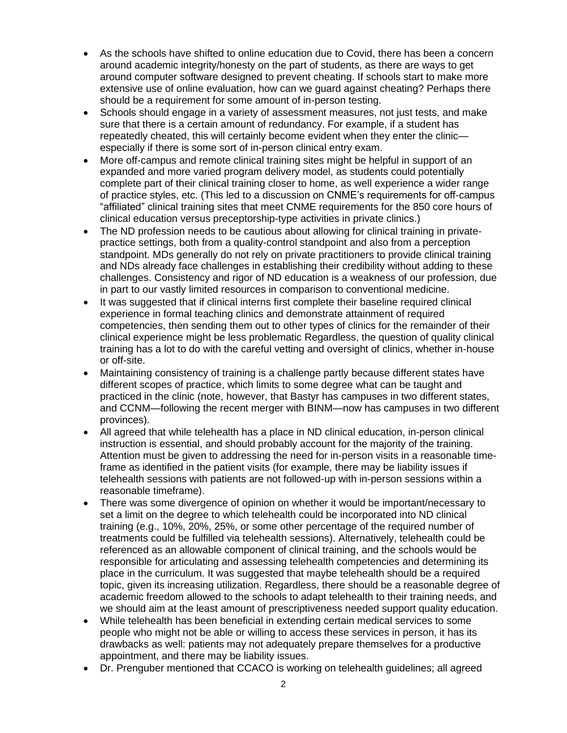- As the schools have shifted to online education due to Covid, there has been a concern around academic integrity/honesty on the part of students, as there are ways to get around computer software designed to prevent cheating. If schools start to make more extensive use of online evaluation, how can we guard against cheating? Perhaps there should be a requirement for some amount of in-person testing.
- Schools should engage in a variety of assessment measures, not just tests, and make sure that there is a certain amount of redundancy. For example, if a student has repeatedly cheated, this will certainly become evident when they enter the clinic—especially if there is some sort of in-person clinical entry exam.
- More off-campus and remote clinical training sites might be helpful in support of an expanded and more varied program delivery model, as students could potentially complete part of their clinical training closer to home, as well experience a wider range of practice styles, etc. (This led to a discussion on CNME's requirements for off-campus "affiliated" clinical training sites that meet CNME requirements for the 850 core hours of clinical education versus preceptorship-type activities in private clinics.)
- The ND profession needs to be cautious about allowing for clinical training in private-practice settings, both from a quality-control standpoint and also from a perception standpoint. MDs generally do not rely on private practitioners to provide clinical training and NDs already face challenges in establishing their credibility without adding to these challenges. Consistency and rigor of ND education is a weakness of our profession, due in part to our vastly limited resources in comparison to conventional medicine.
- It was suggested that if clinical interns first complete their baseline required clinical experience in formal teaching clinics and demonstrate attainment of required competencies, then sending them out to other types of clinics for the remainder of their clinical experience might be less problematic Regardless, the question of quality clinical training has a lot to do with the careful vetting and oversight of clinics, whether in-house or off-site.
- Maintaining consistency of training is a challenge partly because different states have different scopes of practice, which limits to some degree what can be taught and practiced in the clinic (note, however, that Bastyr has campuses in two different states, and CCNM—following the recent merger with BINM—now has campuses in two different provinces).
- All agreed that while telehealth has a place in ND clinical education, in-person clinical instruction is essential, and should probably account for the majority of the training. Attention must be given to addressing the need for in-person visits in a reasonable time-frame as identified in the patient visits (for example, there may be liability issues if telehealth sessions with patients are not followed-up with in-person sessions within a reasonable timeframe).
- There was some divergence of opinion on whether it would be important/necessary to set a limit on the degree to which telehealth could be incorporated into ND clinical training (e.g., 10%, 20%, 25%, or some other percentage of the required number of treatments could be fulfilled via telehealth sessions). Alternatively, telehealth could be referenced as an allowable component of clinical training, and the schools would be responsible for articulating and assessing telehealth competencies and determining its place in the curriculum. It was suggested that maybe telehealth should be a required topic, given its increasing utilization. Regardless, there should be a reasonable degree of academic freedom allowed to the schools to adapt telehealth to their training needs, and we should aim at the least amount of prescriptiveness needed support quality education.
- While telehealth has been beneficial in extending certain medical services to some people who might not be able or willing to access these services in person, it has its drawbacks as well: patients may not adequately prepare themselves for a productive appointment, and there may be liability issues.
- Dr. Prenguber mentioned that CCACO is working on telehealth guidelines; all agreed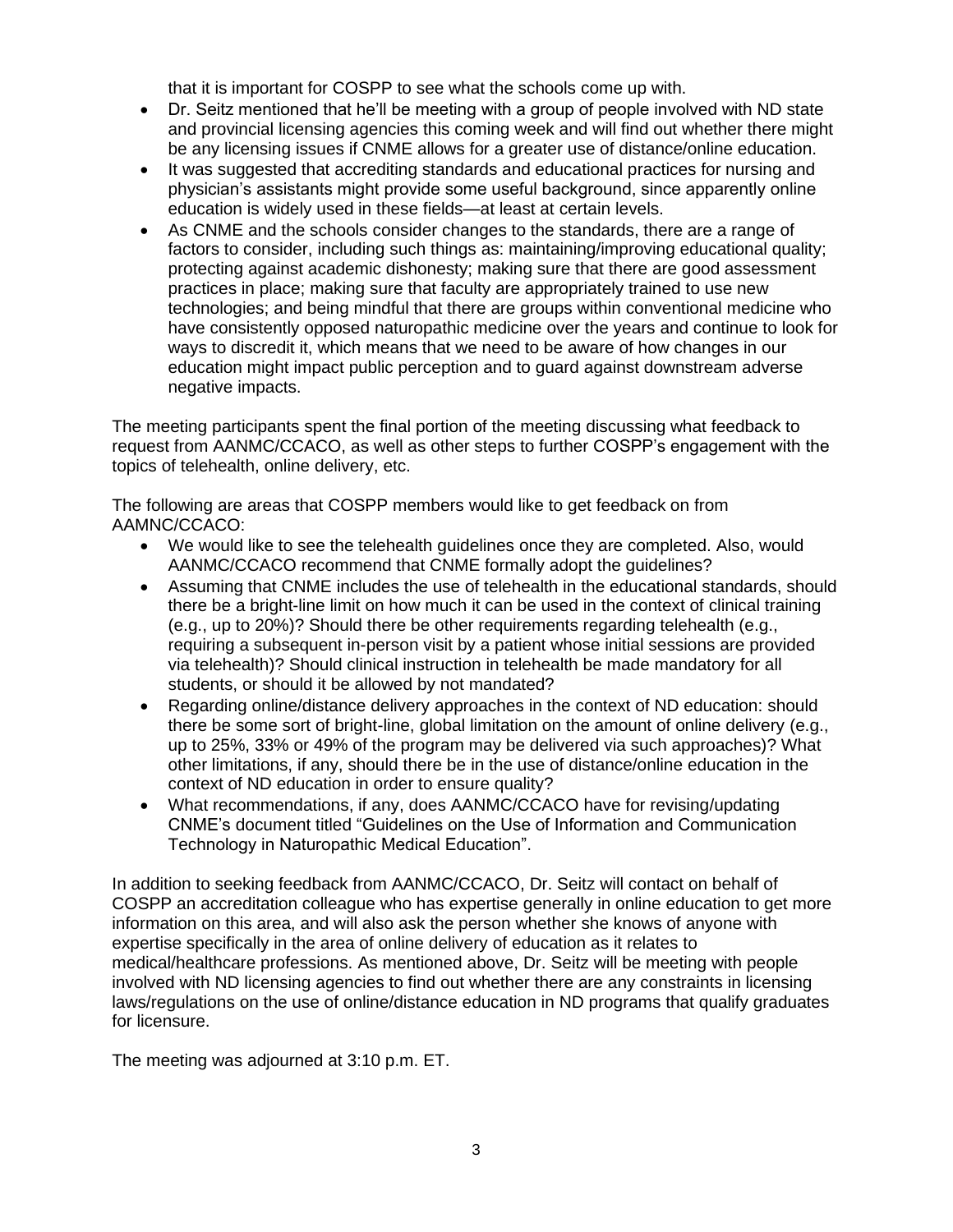that it is important for COSPP to see what the schools come up with.

- Dr. Seitz mentioned that he'll be meeting with a group of people involved with ND state and provincial licensing agencies this coming week and will find out whether there might be any licensing issues if CNME allows for a greater use of distance/online education.
- It was suggested that accrediting standards and educational practices for nursing and physician's assistants might provide some useful background, since apparently online education is widely used in these fields—at least at certain levels.
- As CNME and the schools consider changes to the standards, there are a range of factors to consider, including such things as: maintaining/improving educational quality; protecting against academic dishonesty; making sure that there are good assessment practices in place; making sure that faculty are appropriately trained to use new technologies; and being mindful that there are groups within conventional medicine who have consistently opposed naturopathic medicine over the years and continue to look for ways to discredit it, which means that we need to be aware of how changes in our education might impact public perception and to guard against downstream adverse negative impacts.

The meeting participants spent the final portion of the meeting discussing what feedback to request from AANMC/CCACO, as well as other steps to further COSPP's engagement with the topics of telehealth, online delivery, etc.

The following are areas that COSPP members would like to get feedback on from AAMNC/CCACO:

- We would like to see the telehealth guidelines once they are completed. Also, would AANMC/CCACO recommend that CNME formally adopt the guidelines?
- Assuming that CNME includes the use of telehealth in the educational standards, should there be a bright-line limit on how much it can be used in the context of clinical training (e.g., up to 20%)? Should there be other requirements regarding telehealth (e.g., requiring a subsequent in-person visit by a patient whose initial sessions are provided via telehealth)? Should clinical instruction in telehealth be made mandatory for all students, or should it be allowed by not mandated?
- Regarding online/distance delivery approaches in the context of ND education: should there be some sort of bright-line, global limitation on the amount of online delivery (e.g., up to 25%, 33% or 49% of the program may be delivered via such approaches)? What other limitations, if any, should there be in the use of distance/online education in the context of ND education in order to ensure quality?
- What recommendations, if any, does AANMC/CCACO have for revising/updating CNME's document titled "Guidelines on the Use of Information and Communication Technology in Naturopathic Medical Education".

In addition to seeking feedback from AANMC/CCACO, Dr. Seitz will contact on behalf of COSPP an accreditation colleague who has expertise generally in online education to get more information on this area, and will also ask the person whether she knows of anyone with expertise specifically in the area of online delivery of education as it relates to medical/healthcare professions. As mentioned above, Dr. Seitz will be meeting with people involved with ND licensing agencies to find out whether there are any constraints in licensing laws/regulations on the use of online/distance education in ND programs that qualify graduates for licensure.

The meeting was adjourned at 3:10 p.m. ET.